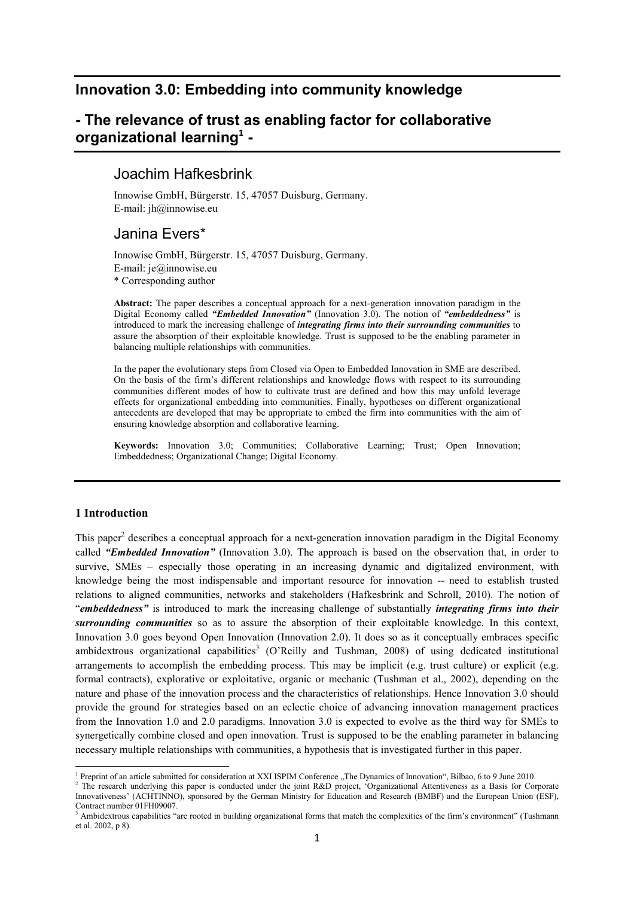# Innovation 3.0: Embedding into community knowledge

## - The relevance of trust as enabling factor for collaborative organizational learning[1] -

### Joachim Hafkesbrink

Innowise GmbH, Bürgerstr. 15, 47057 Duisburg, Germany.
E-mail: jh@innowise.eu

### Janina Evers*

Innowise GmbH, Bürgerstr. 15, 47057 Duisburg, Germany.
E-mail: je@innowise.eu
* Corresponding author

**Abstract:** The paper describes a conceptual approach for a next-generation innovation paradigm in the Digital Economy called ***"Embedded Innovation"*** (Innovation 3.0). The notion of ***"embeddedness"*** is introduced to mark the increasing challenge of ***integrating firms into their surrounding communities*** to assure the absorption of their exploitable knowledge. Trust is supposed to be the enabling parameter in balancing multiple relationships with communities.

In the paper the evolutionary steps from Closed via Open to Embedded Innovation in SME are described. On the basis of the firm's different relationships and knowledge flows with respect to its surrounding communities different modes of how to cultivate trust are defined and how this may unfold leverage effects for organizational embedding into communities. Finally, hypotheses on different organizational antecedents are developed that may be appropriate to embed the firm into communities with the aim of ensuring knowledge absorption and collaborative learning.

**Keywords:** Innovation 3.0; Communities; Collaborative Learning; Trust; Open Innovation; Embeddedness; Organizational Change; Digital Economy.

#### 1 Introduction

This paper[2] describes a conceptual approach for a next-generation innovation paradigm in the Digital Economy called ***"Embedded Innovation"*** (Innovation 3.0). The approach is based on the observation that, in order to survive, SMEs – especially those operating in an increasing dynamic and digitalized environment, with knowledge being the most indispensable and important resource for innovation -- need to establish trusted relations to aligned communities, networks and stakeholders (Hafkesbrink and Schroll, 2010). The notion of "***embeddedness"*** is introduced to mark the increasing challenge of substantially ***integrating firms into their surrounding communities*** so as to assure the absorption of their exploitable knowledge. In this context, Innovation 3.0 goes beyond Open Innovation (Innovation 2.0). It does so as it conceptually embraces specific ambidextrous organizational capabilities[3] (O'Reilly and Tushman, 2008) of using dedicated institutional arrangements to accomplish the embedding process. This may be implicit (e.g. trust culture) or explicit (e.g. formal contracts), explorative or exploitative, organic or mechanic (Tushman et al., 2002), depending on the nature and phase of the innovation process and the characteristics of relationships. Hence Innovation 3.0 should provide the ground for strategies based on an eclectic choice of advancing innovation management practices from the Innovation 1.0 and 2.0 paradigms. Innovation 3.0 is expected to evolve as the third way for SMEs to synergetically combine closed and open innovation. Trust is supposed to be the enabling parameter in balancing necessary multiple relationships with communities, a hypothesis that is investigated further in this paper.

---

[1] Preprint of an article submitted for consideration at XXI ISPIM Conference „The Dynamics of Innovation", Bilbao, 6 to 9 June 2010.

[2] The research underlying this paper is conducted under the joint R&D project, 'Organizational Attentiveness as a Basis for Corporate Innovativeness' (ACHTINNO), sponsored by the German Ministry for Education and Research (BMBF) and the European Union (ESF), Contract number 01FH09007.

[3] Ambidextrous capabilities "are rooted in building organizational forms that match the complexities of the firm's environment" (Tushmann et al. 2002, p 8).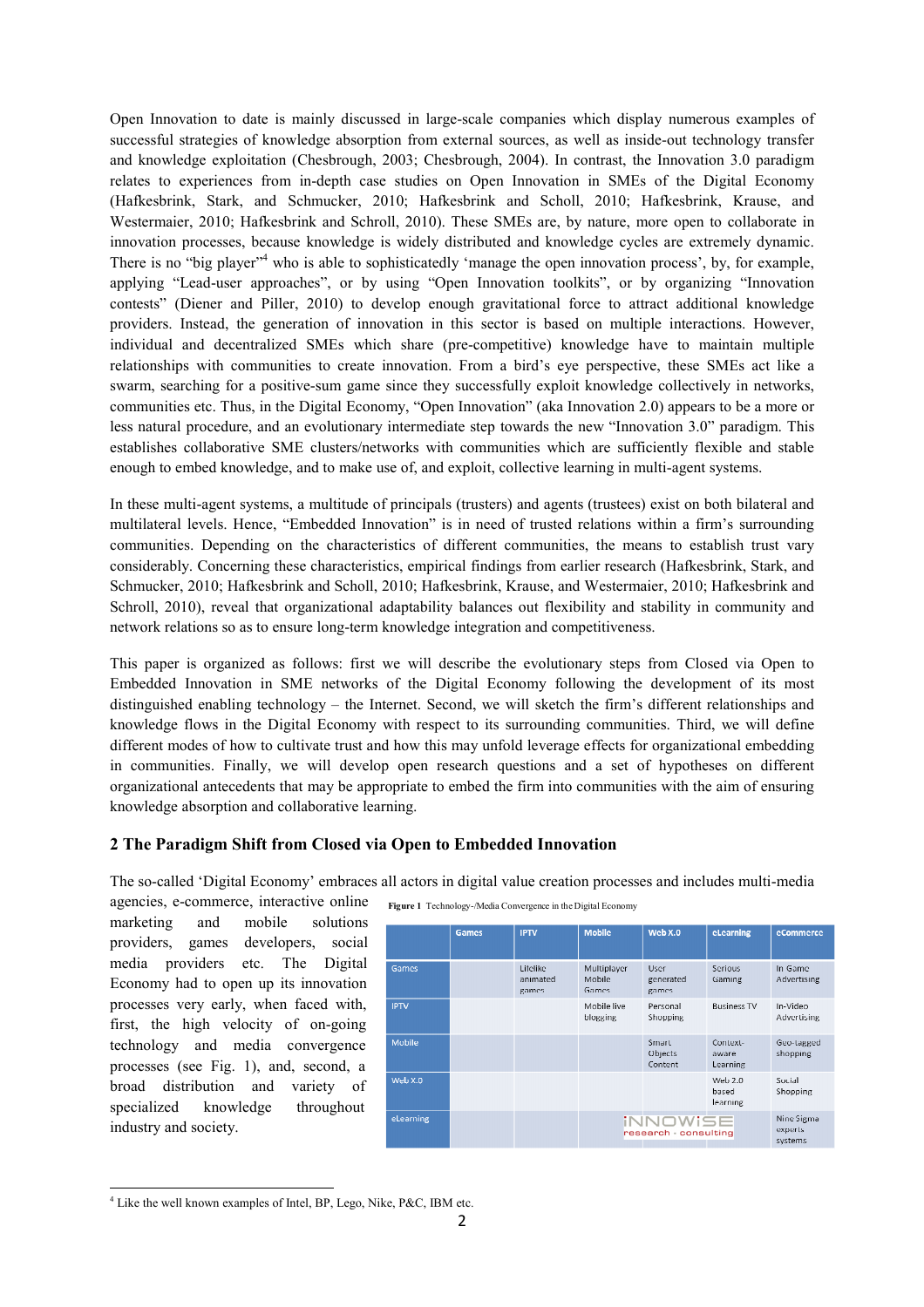Open Innovation to date is mainly discussed in large-scale companies which display numerous examples of successful strategies of knowledge absorption from external sources, as well as inside-out technology transfer and knowledge exploitation (Chesbrough, 2003; Chesbrough, 2004). In contrast, the Innovation 3.0 paradigm relates to experiences from in-depth case studies on Open Innovation in SMEs of the Digital Economy (Hafkesbrink, Stark, and Schmucker, 2010; Hafkesbrink and Scholl, 2010; Hafkesbrink, Krause, and Westermaier, 2010; Hafkesbrink and Schroll, 2010). These SMEs are, by nature, more open to collaborate in innovation processes, because knowledge is widely distributed and knowledge cycles are extremely dynamic. There is no "big player"[4] who is able to sophisticatedly 'manage the open innovation process', by, for example, applying "Lead-user approaches", or by using "Open Innovation toolkits", or by organizing "Innovation contests" (Diener and Piller, 2010) to develop enough gravitational force to attract additional knowledge providers. Instead, the generation of innovation in this sector is based on multiple interactions. However, individual and decentralized SMEs which share (pre-competitive) knowledge have to maintain multiple relationships with communities to create innovation. From a bird's eye perspective, these SMEs act like a swarm, searching for a positive-sum game since they successfully exploit knowledge collectively in networks, communities etc. Thus, in the Digital Economy, "Open Innovation" (aka Innovation 2.0) appears to be a more or less natural procedure, and an evolutionary intermediate step towards the new "Innovation 3.0" paradigm. This establishes collaborative SME clusters/networks with communities which are sufficiently flexible and stable enough to embed knowledge, and to make use of, and exploit, collective learning in multi-agent systems.

In these multi-agent systems, a multitude of principals (trusters) and agents (trustees) exist on both bilateral and multilateral levels. Hence, "Embedded Innovation" is in need of trusted relations within a firm's surrounding communities. Depending on the characteristics of different communities, the means to establish trust vary considerably. Concerning these characteristics, empirical findings from earlier research (Hafkesbrink, Stark, and Schmucker, 2010; Hafkesbrink and Scholl, 2010; Hafkesbrink, Krause, and Westermaier, 2010; Hafkesbrink and Schroll, 2010), reveal that organizational adaptability balances out flexibility and stability in community and network relations so as to ensure long-term knowledge integration and competitiveness.

This paper is organized as follows: first we will describe the evolutionary steps from Closed via Open to Embedded Innovation in SME networks of the Digital Economy following the development of its most distinguished enabling technology – the Internet. Second, we will sketch the firm's different relationships and knowledge flows in the Digital Economy with respect to its surrounding communities. Third, we will define different modes of how to cultivate trust and how this may unfold leverage effects for organizational embedding in communities. Finally, we will develop open research questions and a set of hypotheses on different organizational antecedents that may be appropriate to embed the firm into communities with the aim of ensuring knowledge absorption and collaborative learning.

## 2 The Paradigm Shift from Closed via Open to Embedded Innovation

The so-called 'Digital Economy' embraces all actors in digital value creation processes and includes multi-media agencies, e-commerce, interactive online marketing and mobile solutions providers, games developers, social media providers etc. The Digital Economy had to open up its innovation processes very early, when faced with, first, the high velocity of on-going technology and media convergence processes (see Fig. 1), and, second, a broad distribution and variety of specialized knowledge throughout industry and society.

**Figure 1** Technology-/Media Convergence in the Digital Economy

| | Games | IPTV | Mobile | Web X.0 | eLearning | eCommerce |
|---|---|---|---|---|---|---|
| Games | | Lifelike animated games | Multiplayer Mobile Games | User generated games | Serious Gaming | In Game Advertising |
| IPTV | | | Mobile live blogging | Personal Shopping | Business TV | In-Video Advertising |
| Mobile | | | | Smart Objects Content | Context-aware Learning | Geo-tagged shopping |
| Web X.0 | | | | | Web 2.0 based learning | Social Shopping |
| eLearning | | | | | | Nine Sigma experts systems |

iNNOWiSE research - consulting

[4] Like the well known examples of Intel, BP, Lego, Nike, P&C, IBM etc.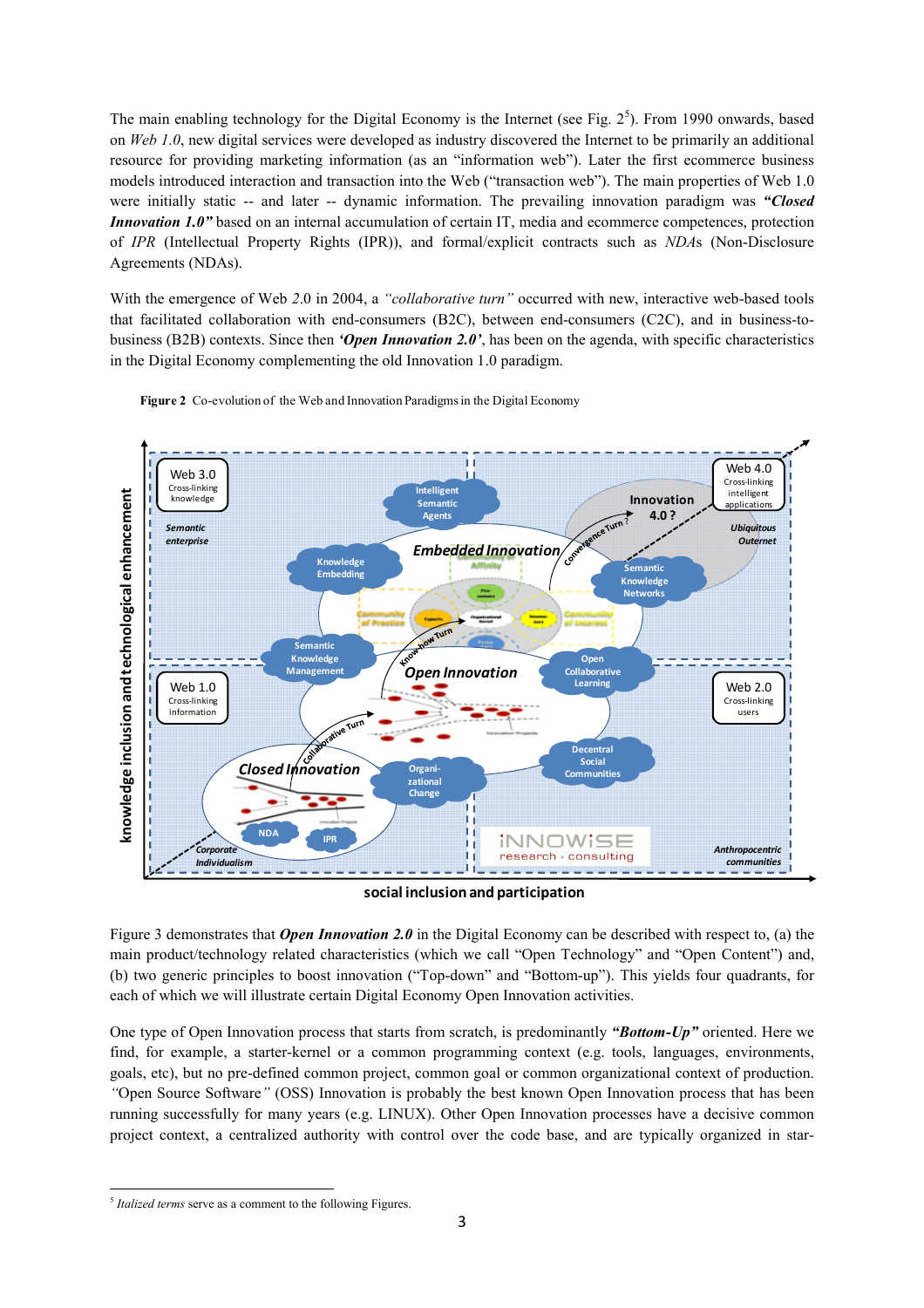The main enabling technology for the Digital Economy is the Internet (see Fig. 2[5]). From 1990 onwards, based on *Web 1.0*, new digital services were developed as industry discovered the Internet to be primarily an additional resource for providing marketing information (as an "information web"). Later the first ecommerce business models introduced interaction and transaction into the Web ("transaction web"). The main properties of Web 1.0 were initially static -- and later -- dynamic information. The prevailing innovation paradigm was ***"Closed Innovation 1.0"*** based on an internal accumulation of certain IT, media and ecommerce competences, protection of *IPR* (Intellectual Property Rights (IPR)), and formal/explicit contracts such as *NDA*s (Non-Disclosure Agreements (NDAs).

With the emergence of Web *2.0* in 2004, a *"collaborative turn"* occurred with new, interactive web-based tools that facilitated collaboration with end-consumers (B2C), between end-consumers (C2C), and in business-to-business (B2B) contexts. Since then ***'Open Innovation 2.0'***, has been on the agenda, with specific characteristics in the Digital Economy complementing the old Innovation 1.0 paradigm.

**Figure 2** Co-evolution of the Web and Innovation Paradigms in the Digital Economy

Figure 3 demonstrates that ***Open Innovation 2.0*** in the Digital Economy can be described with respect to, (a) the main product/technology related characteristics (which we call "Open Technology" and "Open Content") and, (b) two generic principles to boost innovation ("Top-down" and "Bottom-up"). This yields four quadrants, for each of which we will illustrate certain Digital Economy Open Innovation activities.

One type of Open Innovation process that starts from scratch, is predominantly ***"Bottom-Up"*** oriented. Here we find, for example, a starter-kernel or a common programming context (e.g. tools, languages, environments, goals, etc), but no pre-defined common project, common goal or common organizational context of production. *"*Open Source Software*"* (OSS) Innovation is probably the best known Open Innovation process that has been running successfully for many years (e.g. LINUX). Other Open Innovation processes have a decisive common project context, a centralized authority with control over the code base, and are typically organized in star-

---

[5] *Italized terms* serve as a comment to the following Figures.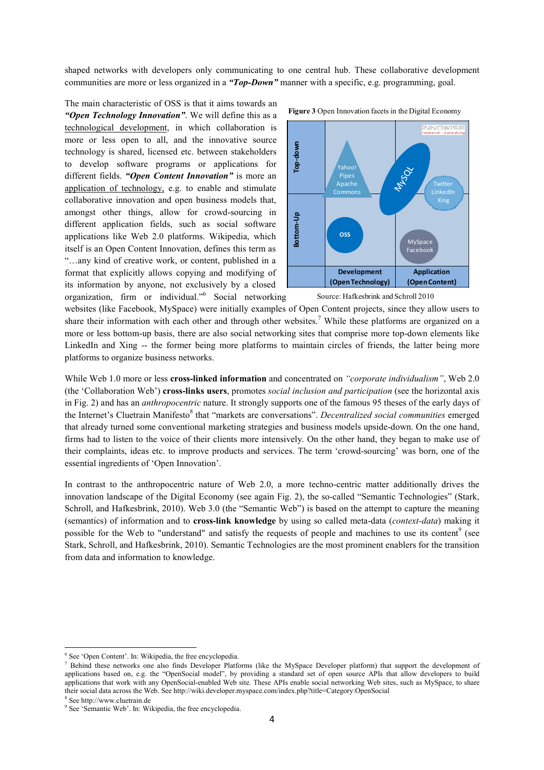shaped networks with developers only communicating to one central hub. These collaborative development communities are more or less organized in a ***"Top-Down"*** manner with a specific, e.g. programming, goal.

The main characteristic of OSS is that it aims towards an ***"Open Technology Innovation"***. We will define this as a technological development, in which collaboration is more or less open to all, and the innovative source technology is shared, licensed etc. between stakeholders to develop software programs or applications for different fields. ***"Open Content Innovation"*** is more an application of technology, e.g. to enable and stimulate collaborative innovation and open business models that, amongst other things, allow for crowd-sourcing in different application fields, such as social software applications like Web 2.0 platforms. Wikipedia, which itself is an Open Content Innovation, defines this term as "…any kind of creative work, or content, published in a format that explicitly allows copying and modifying of its information by anyone, not exclusively by a closed organization, firm or individual."[6] Social networking websites (like Facebook, MySpace) were initially examples of Open Content projects, since they allow users to share their information with each other and through other websites.[7] While these platforms are organized on a more or less bottom-up basis, there are also social networking sites that comprise more top-down elements like LinkedIn and Xing -- the former being more platforms to maintain circles of friends, the latter being more platforms to organize business networks.

**Figure 3** Open Innovation facets in the Digital Economy

Source: Hafkesbrink and Schroll 2010

While Web 1.0 more or less **cross-linked information** and concentrated on *"corporate individualism"*, Web 2.0 (the 'Collaboration Web') **cross-links users**, promotes *social inclusion and participation* (see the horizontal axis in Fig. 2) and has an *anthropocentric* nature. It strongly supports one of the famous 95 theses of the early days of the Internet's Cluetrain Manifesto[8] that "markets are conversations". *Decentralized social communities* emerged that already turned some conventional marketing strategies and business models upside-down. On the one hand, firms had to listen to the voice of their clients more intensively. On the other hand, they began to make use of their complaints, ideas etc. to improve products and services. The term 'crowd-sourcing' was born, one of the essential ingredients of 'Open Innovation'.

In contrast to the anthropocentric nature of Web 2.0, a more techno-centric matter additionally drives the innovation landscape of the Digital Economy (see again Fig. 2), the so-called "Semantic Technologies" (Stark, Schroll, and Hafkesbrink, 2010). Web 3.0 (the "Semantic Web") is based on the attempt to capture the meaning (semantics) of information and to **cross-link knowledge** by using so called meta-data (*context-data*) making it possible for the Web to "understand" and satisfy the requests of people and machines to use its content[9] (see Stark, Schroll, and Hafkesbrink, 2010). Semantic Technologies are the most prominent enablers for the transition from data and information to knowledge.

---

[6] See 'Open Content'. In: Wikipedia, the free encyclopedia.

[7] Behind these networks one also finds Developer Platforms (like the MySpace Developer platform) that support the development of applications based on, e.g. the "OpenSocial model", by providing a standard set of open source APIs that allow developers to build applications that work with any OpenSocial-enabled Web site. These APIs enable social networking Web sites, such as MySpace, to share their social data across the Web. See http://wiki.developer.myspace.com/index.php?title=Category:OpenSocial

[8] See http://www.cluetrain.de

[9] See 'Semantic Web'. In: Wikipedia, the free encyclopedia.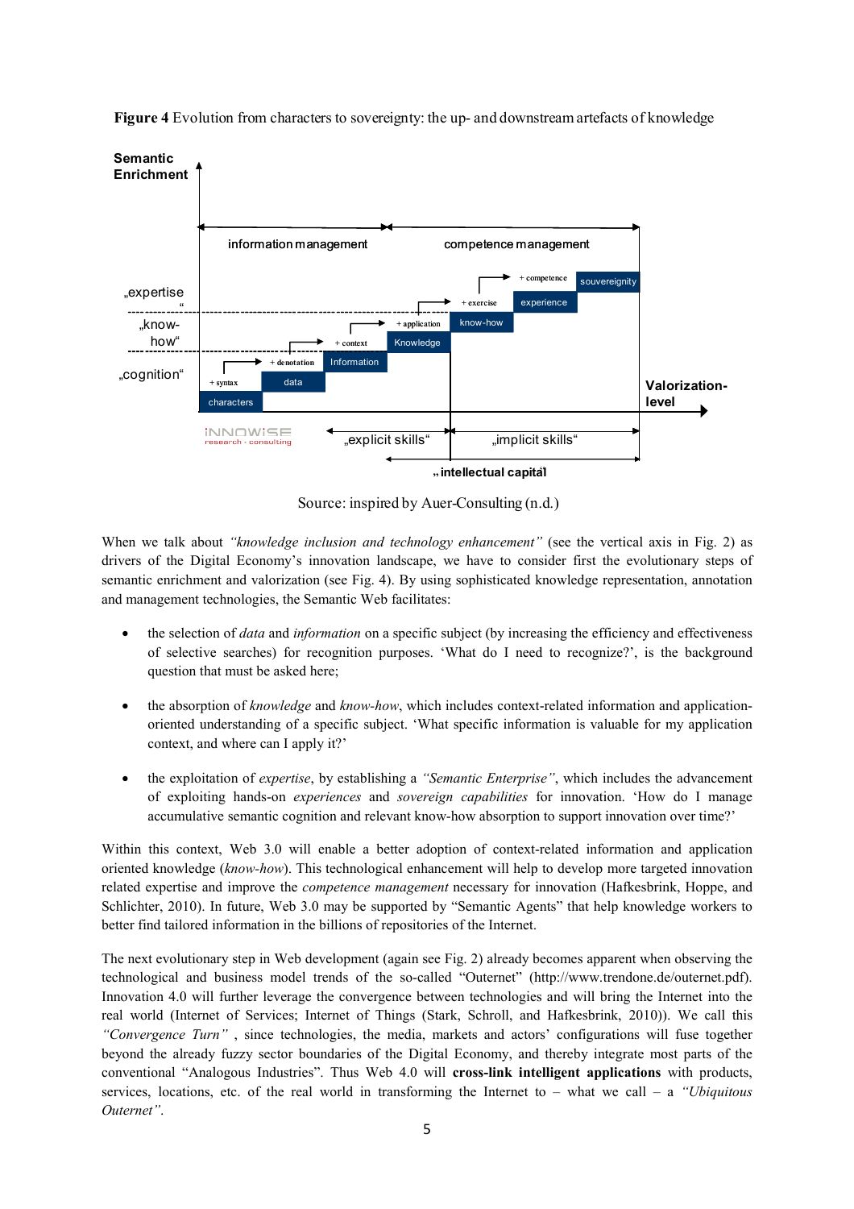**Figure 4** Evolution from characters to sovereignty: the up- and downstream artefacts of knowledge

Source: inspired by Auer-Consulting (n.d.)

When we talk about *"knowledge inclusion and technology enhancement"* (see the vertical axis in Fig. 2) as drivers of the Digital Economy's innovation landscape, we have to consider first the evolutionary steps of semantic enrichment and valorization (see Fig. 4). By using sophisticated knowledge representation, annotation and management technologies, the Semantic Web facilitates:

- the selection of *data* and *information* on a specific subject (by increasing the efficiency and effectiveness of selective searches) for recognition purposes. 'What do I need to recognize?', is the background question that must be asked here;
- the absorption of *knowledge* and *know-how*, which includes context-related information and application-oriented understanding of a specific subject. 'What specific information is valuable for my application context, and where can I apply it?'
- the exploitation of *expertise*, by establishing a *"Semantic Enterprise"*, which includes the advancement of exploiting hands-on *experiences* and *sovereign capabilities* for innovation. 'How do I manage accumulative semantic cognition and relevant know-how absorption to support innovation over time?'

Within this context, Web 3.0 will enable a better adoption of context-related information and application oriented knowledge (*know-how*). This technological enhancement will help to develop more targeted innovation related expertise and improve the *competence management* necessary for innovation (Hafkesbrink, Hoppe, and Schlichter, 2010). In future, Web 3.0 may be supported by "Semantic Agents" that help knowledge workers to better find tailored information in the billions of repositories of the Internet.

The next evolutionary step in Web development (again see Fig. 2) already becomes apparent when observing the technological and business model trends of the so-called "Outernet" (http://www.trendone.de/outernet.pdf). Innovation 4.0 will further leverage the convergence between technologies and will bring the Internet into the real world (Internet of Services; Internet of Things (Stark, Schroll, and Hafkesbrink, 2010)). We call this *"Convergence Turn"* , since technologies, the media, markets and actors' configurations will fuse together beyond the already fuzzy sector boundaries of the Digital Economy, and thereby integrate most parts of the conventional "Analogous Industries". Thus Web 4.0 will **cross-link intelligent applications** with products, services, locations, etc. of the real world in transforming the Internet to – what we call – a *"Ubiquitous Outernet"*.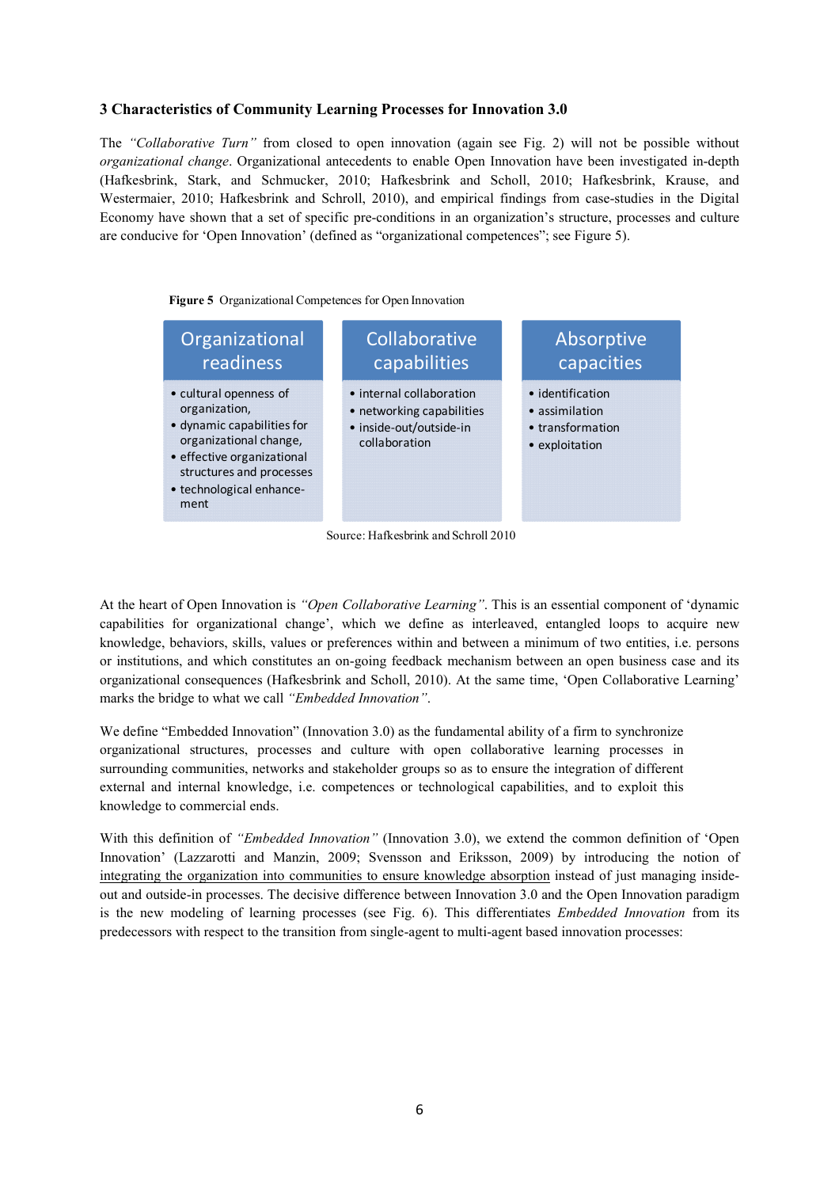### 3 Characteristics of Community Learning Processes for Innovation 3.0

The *"Collaborative Turn"* from closed to open innovation (again see Fig. 2) will not be possible without *organizational change*. Organizational antecedents to enable Open Innovation have been investigated in-depth (Hafkesbrink, Stark, and Schmucker, 2010; Hafkesbrink and Scholl, 2010; Hafkesbrink, Krause, and Westermaier, 2010; Hafkesbrink and Schroll, 2010), and empirical findings from case-studies in the Digital Economy have shown that a set of specific pre-conditions in an organization's structure, processes and culture are conducive for 'Open Innovation' (defined as "organizational competences"; see Figure 5).

**Figure 5** Organizational Competences for Open Innovation

| Organizational readiness | Collaborative capabilities | Absorptive capacities |
|---|---|---|
| • cultural openness of organization,<br>• dynamic capabilities for organizational change,<br>• effective organizational structures and processes<br>• technological enhance-ment | • internal collaboration<br>• networking capabilities<br>• inside-out/outside-in collaboration | • identification<br>• assimilation<br>• transformation<br>• exploitation |

Source: Hafkesbrink and Schroll 2010

At the heart of Open Innovation is *"Open Collaborative Learning"*. This is an essential component of 'dynamic capabilities for organizational change', which we define as interleaved, entangled loops to acquire new knowledge, behaviors, skills, values or preferences within and between a minimum of two entities, i.e. persons or institutions, and which constitutes an on-going feedback mechanism between an open business case and its organizational consequences (Hafkesbrink and Scholl, 2010). At the same time, 'Open Collaborative Learning' marks the bridge to what we call *"Embedded Innovation"*.

We define "Embedded Innovation" (Innovation 3.0) as the fundamental ability of a firm to synchronize organizational structures, processes and culture with open collaborative learning processes in surrounding communities, networks and stakeholder groups so as to ensure the integration of different external and internal knowledge, i.e. competences or technological capabilities, and to exploit this knowledge to commercial ends.

With this definition of *"Embedded Innovation"* (Innovation 3.0), we extend the common definition of 'Open Innovation' (Lazzarotti and Manzin, 2009; Svensson and Eriksson, 2009) by introducing the notion of <u>integrating the organization into communities to ensure knowledge absorption</u> instead of just managing inside-out and outside-in processes. The decisive difference between Innovation 3.0 and the Open Innovation paradigm is the new modeling of learning processes (see Fig. 6). This differentiates *Embedded Innovation* from its predecessors with respect to the transition from single-agent to multi-agent based innovation processes: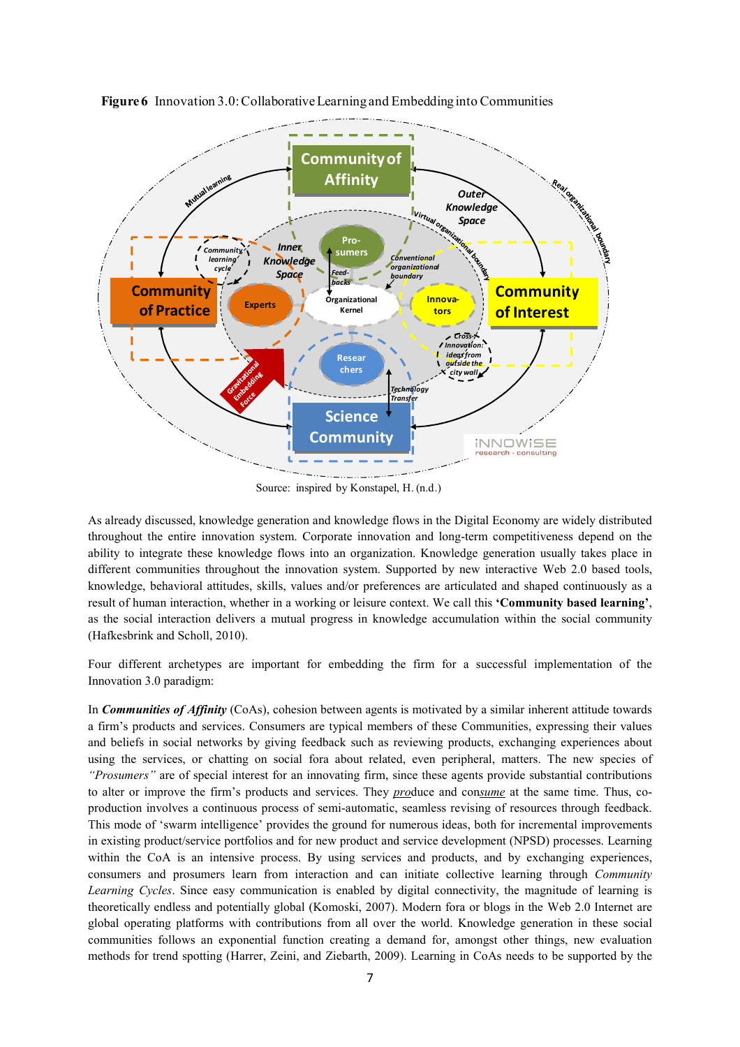**Figure 6** Innovation 3.0: Collaborative Learning and Embedding into Communities

Source: inspired by Konstapel, H. (n.d.)

As already discussed, knowledge generation and knowledge flows in the Digital Economy are widely distributed throughout the entire innovation system. Corporate innovation and long-term competitiveness depend on the ability to integrate these knowledge flows into an organization. Knowledge generation usually takes place in different communities throughout the innovation system. Supported by new interactive Web 2.0 based tools, knowledge, behavioral attitudes, skills, values and/or preferences are articulated and shaped continuously as a result of human interaction, whether in a working or leisure context. We call this **'Community based learning'**, as the social interaction delivers a mutual progress in knowledge accumulation within the social community (Hafkesbrink and Scholl, 2010).

Four different archetypes are important for embedding the firm for a successful implementation of the Innovation 3.0 paradigm:

In ***Communities of Affinity*** (CoAs), cohesion between agents is motivated by a similar inherent attitude towards a firm's products and services. Consumers are typical members of these Communities, expressing their values and beliefs in social networks by giving feedback such as reviewing products, exchanging experiences about using the services, or chatting on social fora about related, even peripheral, matters. The new species of *"Prosumers"* are of special interest for an innovating firm, since these agents provide substantial contributions to alter or improve the firm's products and services. They *pro*duce and con*sume* at the same time. Thus, co-production involves a continuous process of semi-automatic, seamless revising of resources through feedback. This mode of 'swarm intelligence' provides the ground for numerous ideas, both for incremental improvements in existing product/service portfolios and for new product and service development (NPSD) processes. Learning within the CoA is an intensive process. By using services and products, and by exchanging experiences, consumers and prosumers learn from interaction and can initiate collective learning through *Community Learning Cycles*. Since easy communication is enabled by digital connectivity, the magnitude of learning is theoretically endless and potentially global (Komoski, 2007). Modern fora or blogs in the Web 2.0 Internet are global operating platforms with contributions from all over the world. Knowledge generation in these social communities follows an exponential function creating a demand for, amongst other things, new evaluation methods for trend spotting (Harrer, Zeini, and Ziebarth, 2009). Learning in CoAs needs to be supported by the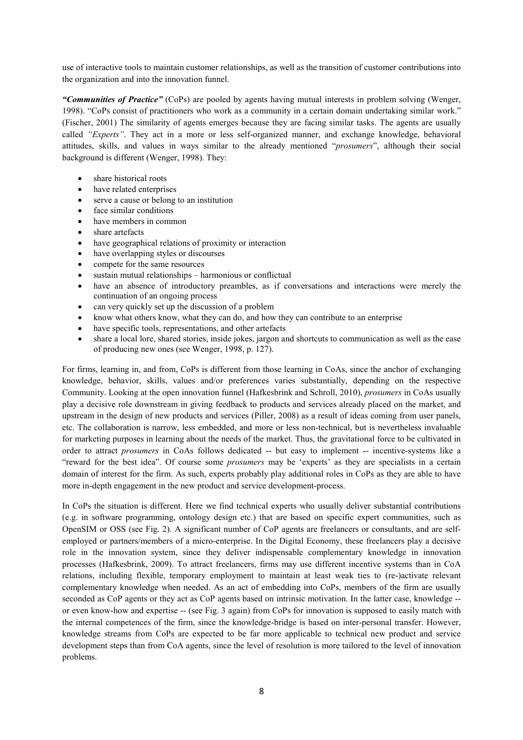use of interactive tools to maintain customer relationships, as well as the transition of customer contributions into the organization and into the innovation funnel.

***"Communities of Practice"*** (CoPs) are pooled by agents having mutual interests in problem solving (Wenger, 1998). "CoPs consist of practitioners who work as a community in a certain domain undertaking similar work." (Fischer, 2001) The similarity of agents emerges because they are facing similar tasks. The agents are usually called *"Experts"*. They act in a more or less self-organized manner, and exchange knowledge, behavioral attitudes, skills, and values in ways similar to the already mentioned "*prosumers*", although their social background is different (Wenger, 1998). They:

- share historical roots
- have related enterprises
- serve a cause or belong to an institution
- face similar conditions
- have members in common
- share artefacts
- have geographical relations of proximity or interaction
- have overlapping styles or discourses
- compete for the same resources
- sustain mutual relationships – harmonious or conflictual
- have an absence of introductory preambles, as if conversations and interactions were merely the continuation of an ongoing process
- can very quickly set up the discussion of a problem
- know what others know, what they can do, and how they can contribute to an enterprise
- have specific tools, representations, and other artefacts
- share a local lore, shared stories, inside jokes, jargon and shortcuts to communication as well as the ease of producing new ones (see Wenger, 1998, p. 127).

For firms, learning in, and from, CoPs is different from those learning in CoAs, since the anchor of exchanging knowledge, behavior, skills, values and/or preferences varies substantially, depending on the respective Community. Looking at the open innovation funnel (Hafkesbrink and Schroll, 2010), *prosumers* in CoAs usually play a decisive role downstream in giving feedback to products and services already placed on the market, and upstream in the design of new products and services (Piller, 2008) as a result of ideas coming from user panels, etc. The collaboration is narrow, less embedded, and more or less non-technical, but is nevertheless invaluable for marketing purposes in learning about the needs of the market. Thus, the gravitational force to be cultivated in order to attract *prosumers* in CoAs follows dedicated -- but easy to implement -- incentive-systems like a "reward for the best idea". Of course some *prosumers* may be 'experts' as they are specialists in a certain domain of interest for the firm. As such, experts probably play additional roles in CoPs as they are able to have more in-depth engagement in the new product and service development-process.

In CoPs the situation is different. Here we find technical experts who usually deliver substantial contributions (e.g. in software programming, ontology design etc.) that are based on specific expert communities, such as OpenSIM or OSS (see Fig. 2). A significant number of CoP agents are freelancers or consultants, and are self-employed or partners/members of a micro-enterprise. In the Digital Economy, these freelancers play a decisive role in the innovation system, since they deliver indispensable complementary knowledge in innovation processes (Hafkesbrink, 2009). To attract freelancers, firms may use different incentive systems than in CoA relations, including flexible, temporary employment to maintain at least weak ties to (re-)activate relevant complementary knowledge when needed. As an act of embedding into CoPs, members of the firm are usually seconded as CoP agents or they act as CoP agents based on intrinsic motivation. In the latter case, knowledge -- or even know-how and expertise -- (see Fig. 3 again) from CoPs for innovation is supposed to easily match with the internal competences of the firm, since the knowledge-bridge is based on inter-personal transfer. However, knowledge streams from CoPs are expected to be far more applicable to technical new product and service development steps than from CoA agents, since the level of resolution is more tailored to the level of innovation problems.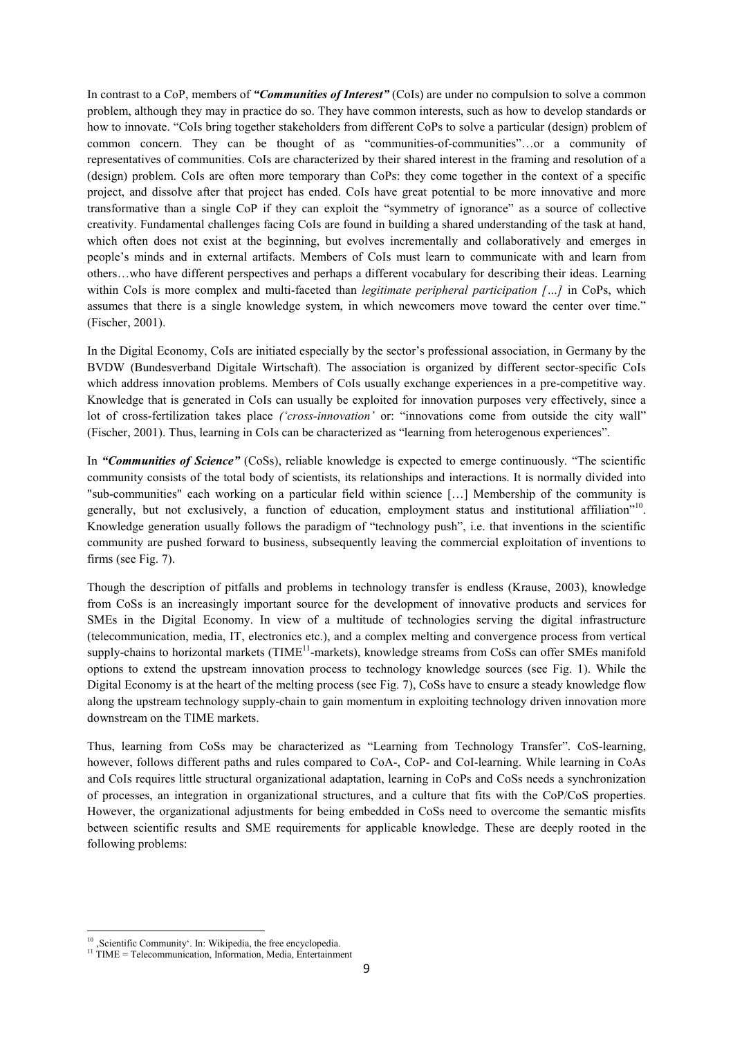In contrast to a CoP, members of ***"Communities of Interest"*** (CoIs) are under no compulsion to solve a common problem, although they may in practice do so. They have common interests, such as how to develop standards or how to innovate. "CoIs bring together stakeholders from different CoPs to solve a particular (design) problem of common concern. They can be thought of as "communities-of-communities"…or a community of representatives of communities. CoIs are characterized by their shared interest in the framing and resolution of a (design) problem. CoIs are often more temporary than CoPs: they come together in the context of a specific project, and dissolve after that project has ended. CoIs have great potential to be more innovative and more transformative than a single CoP if they can exploit the "symmetry of ignorance" as a source of collective creativity. Fundamental challenges facing CoIs are found in building a shared understanding of the task at hand, which often does not exist at the beginning, but evolves incrementally and collaboratively and emerges in people's minds and in external artifacts. Members of CoIs must learn to communicate with and learn from others…who have different perspectives and perhaps a different vocabulary for describing their ideas. Learning within CoIs is more complex and multi-faceted than *legitimate peripheral participation […]* in CoPs, which assumes that there is a single knowledge system, in which newcomers move toward the center over time." (Fischer, 2001).

In the Digital Economy, CoIs are initiated especially by the sector's professional association, in Germany by the BVDW (Bundesverband Digitale Wirtschaft). The association is organized by different sector-specific CoIs which address innovation problems. Members of CoIs usually exchange experiences in a pre-competitive way. Knowledge that is generated in CoIs can usually be exploited for innovation purposes very effectively, since a lot of cross-fertilization takes place *('cross-innovation'* or: "innovations come from outside the city wall" (Fischer, 2001). Thus, learning in CoIs can be characterized as "learning from heterogenous experiences".

In ***"Communities of Science"*** (CoSs), reliable knowledge is expected to emerge continuously. "The scientific community consists of the total body of scientists, its relationships and interactions. It is normally divided into "sub-communities" each working on a particular field within science […] Membership of the community is generally, but not exclusively, a function of education, employment status and institutional affiliation"[10]. Knowledge generation usually follows the paradigm of "technology push", i.e. that inventions in the scientific community are pushed forward to business, subsequently leaving the commercial exploitation of inventions to firms (see Fig. 7).

Though the description of pitfalls and problems in technology transfer is endless (Krause, 2003), knowledge from CoSs is an increasingly important source for the development of innovative products and services for SMEs in the Digital Economy. In view of a multitude of technologies serving the digital infrastructure (telecommunication, media, IT, electronics etc.), and a complex melting and convergence process from vertical supply-chains to horizontal markets (TIME[11]-markets), knowledge streams from CoSs can offer SMEs manifold options to extend the upstream innovation process to technology knowledge sources (see Fig. 1). While the Digital Economy is at the heart of the melting process (see Fig. 7), CoSs have to ensure a steady knowledge flow along the upstream technology supply-chain to gain momentum in exploiting technology driven innovation more downstream on the TIME markets.

Thus, learning from CoSs may be characterized as "Learning from Technology Transfer". CoS-learning, however, follows different paths and rules compared to CoA-, CoP- and CoI-learning. While learning in CoAs and CoIs requires little structural organizational adaptation, learning in CoPs and CoSs needs a synchronization of processes, an integration in organizational structures, and a culture that fits with the CoP/CoS properties. However, the organizational adjustments for being embedded in CoSs need to overcome the semantic misfits between scientific results and SME requirements for applicable knowledge. These are deeply rooted in the following problems:

---

[10] 'Scientific Community'. In: Wikipedia, the free encyclopedia.

[11] TIME = Telecommunication, Information, Media, Entertainment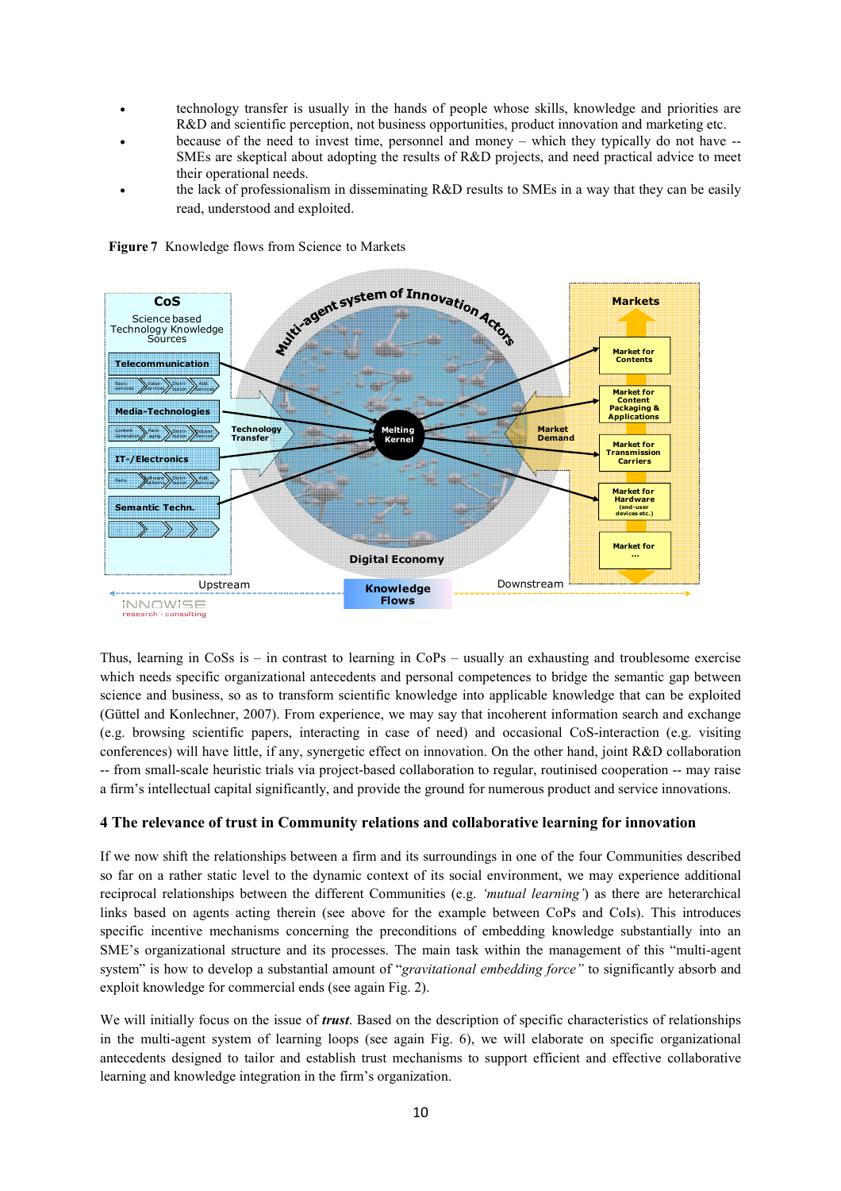- technology transfer is usually in the hands of people whose skills, knowledge and priorities are R&D and scientific perception, not business opportunities, product innovation and marketing etc.
- because of the need to invest time, personnel and money – which they typically do not have -- SMEs are skeptical about adopting the results of R&D projects, and need practical advice to meet their operational needs.
- the lack of professionalism in disseminating R&D results to SMEs in a way that they can be easily read, understood and exploited.

**Figure 7** Knowledge flows from Science to Markets

Thus, learning in CoSs is – in contrast to learning in CoPs – usually an exhausting and troublesome exercise which needs specific organizational antecedents and personal competences to bridge the semantic gap between science and business, so as to transform scientific knowledge into applicable knowledge that can be exploited (Güttel and Konlechner, 2007). From experience, we may say that incoherent information search and exchange (e.g. browsing scientific papers, interacting in case of need) and occasional CoS-interaction (e.g. visiting conferences) will have little, if any, synergetic effect on innovation. On the other hand, joint R&D collaboration -- from small-scale heuristic trials via project-based collaboration to regular, routinised cooperation -- may raise a firm's intellectual capital significantly, and provide the ground for numerous product and service innovations.

### 4 The relevance of trust in Community relations and collaborative learning for innovation

If we now shift the relationships between a firm and its surroundings in one of the four Communities described so far on a rather static level to the dynamic context of its social environment, we may experience additional reciprocal relationships between the different Communities (e.g. *'mutual learning'*) as there are heterarchical links based on agents acting therein (see above for the example between CoPs and CoIs). This introduces specific incentive mechanisms concerning the preconditions of embedding knowledge substantially into an SME's organizational structure and its processes. The main task within the management of this "multi-agent system" is how to develop a substantial amount of "*gravitational embedding force"* to significantly absorb and exploit knowledge for commercial ends (see again Fig. 2).

We will initially focus on the issue of ***trust***. Based on the description of specific characteristics of relationships in the multi-agent system of learning loops (see again Fig. 6), we will elaborate on specific organizational antecedents designed to tailor and establish trust mechanisms to support efficient and effective collaborative learning and knowledge integration in the firm's organization.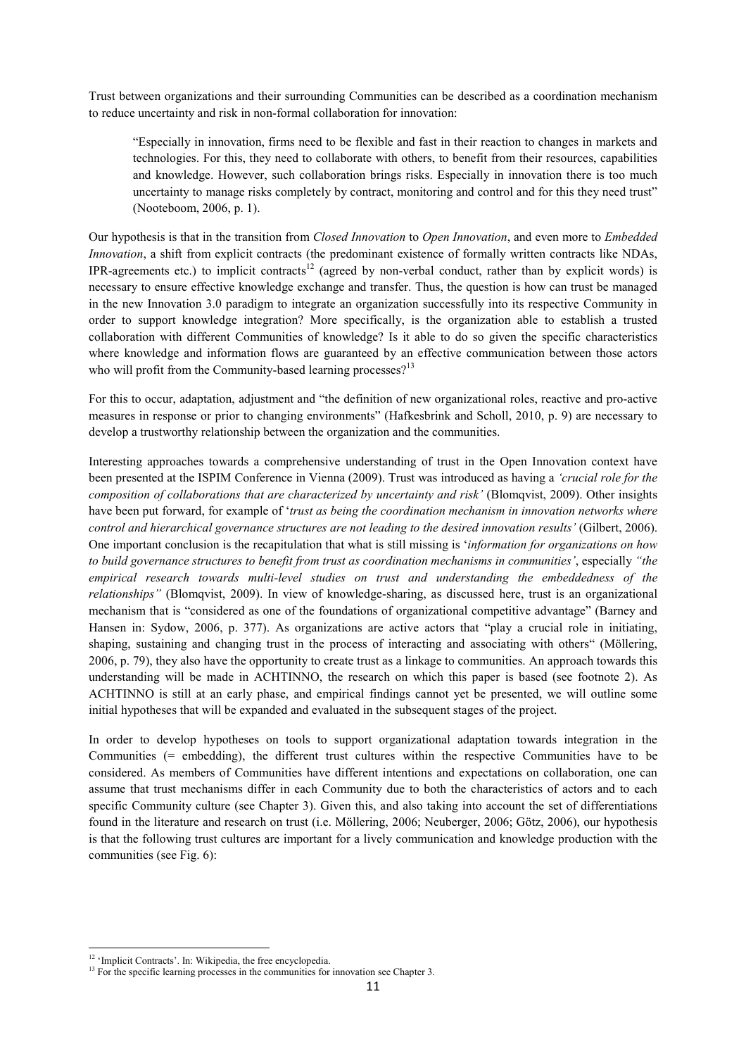Trust between organizations and their surrounding Communities can be described as a coordination mechanism to reduce uncertainty and risk in non-formal collaboration for innovation:

> "Especially in innovation, firms need to be flexible and fast in their reaction to changes in markets and technologies. For this, they need to collaborate with others, to benefit from their resources, capabilities and knowledge. However, such collaboration brings risks. Especially in innovation there is too much uncertainty to manage risks completely by contract, monitoring and control and for this they need trust" (Nooteboom, 2006, p. 1).

Our hypothesis is that in the transition from *Closed Innovation* to *Open Innovation*, and even more to *Embedded Innovation*, a shift from explicit contracts (the predominant existence of formally written contracts like NDAs, IPR-agreements etc.) to implicit contracts[12] (agreed by non-verbal conduct, rather than by explicit words) is necessary to ensure effective knowledge exchange and transfer. Thus, the question is how can trust be managed in the new Innovation 3.0 paradigm to integrate an organization successfully into its respective Community in order to support knowledge integration? More specifically, is the organization able to establish a trusted collaboration with different Communities of knowledge? Is it able to do so given the specific characteristics where knowledge and information flows are guaranteed by an effective communication between those actors who will profit from the Community-based learning processes?[13]

For this to occur, adaptation, adjustment and "the definition of new organizational roles, reactive and pro-active measures in response or prior to changing environments" (Hafkesbrink and Scholl, 2010, p. 9) are necessary to develop a trustworthy relationship between the organization and the communities.

Interesting approaches towards a comprehensive understanding of trust in the Open Innovation context have been presented at the ISPIM Conference in Vienna (2009). Trust was introduced as having a *'crucial role for the composition of collaborations that are characterized by uncertainty and risk'* (Blomqvist, 2009). Other insights have been put forward, for example of '*trust as being the coordination mechanism in innovation networks where control and hierarchical governance structures are not leading to the desired innovation results'* (Gilbert, 2006). One important conclusion is the recapitulation that what is still missing is '*information for organizations on how to build governance structures to benefit from trust as coordination mechanisms in communities'*, especially *"the empirical research towards multi-level studies on trust and understanding the embeddedness of the relationships"* (Blomqvist, 2009). In view of knowledge-sharing, as discussed here, trust is an organizational mechanism that is "considered as one of the foundations of organizational competitive advantage" (Barney and Hansen in: Sydow, 2006, p. 377). As organizations are active actors that "play a crucial role in initiating, shaping, sustaining and changing trust in the process of interacting and associating with others" (Möllering, 2006, p. 79), they also have the opportunity to create trust as a linkage to communities. An approach towards this understanding will be made in ACHTINNO, the research on which this paper is based (see footnote 2). As ACHTINNO is still at an early phase, and empirical findings cannot yet be presented, we will outline some initial hypotheses that will be expanded and evaluated in the subsequent stages of the project.

In order to develop hypotheses on tools to support organizational adaptation towards integration in the Communities (= embedding), the different trust cultures within the respective Communities have to be considered. As members of Communities have different intentions and expectations on collaboration, one can assume that trust mechanisms differ in each Community due to both the characteristics of actors and to each specific Community culture (see Chapter 3). Given this, and also taking into account the set of differentiations found in the literature and research on trust (i.e. Möllering, 2006; Neuberger, 2006; Götz, 2006), our hypothesis is that the following trust cultures are important for a lively communication and knowledge production with the communities (see Fig. 6):

[12] 'Implicit Contracts'. In: Wikipedia, the free encyclopedia.

[13] For the specific learning processes in the communities for innovation see Chapter 3.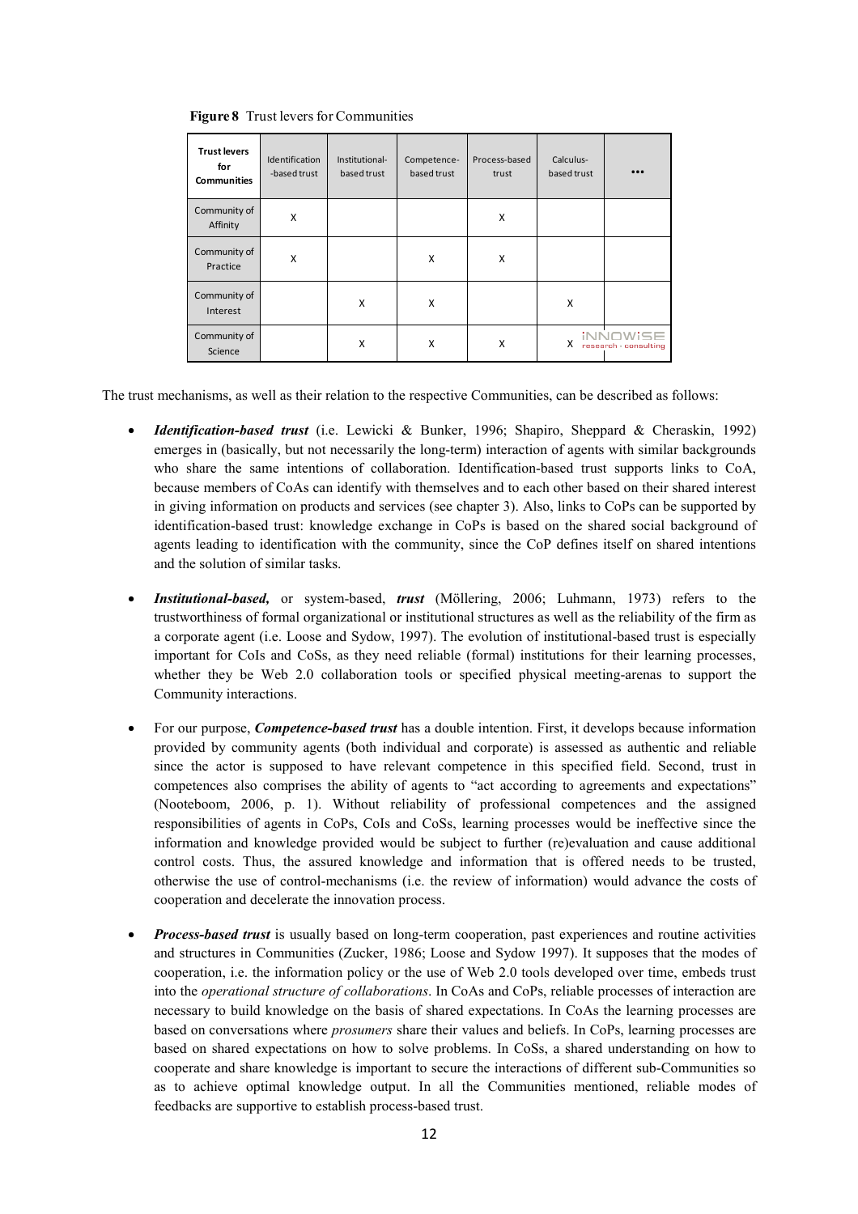**Figure 8** Trust levers for Communities

| Trust levers for Communities | Identification-based trust | Institutional-based trust | Competence-based trust | Process-based trust | Calculus-based trust | ... |
|---|---|---|---|---|---|---|
| Community of Affinity | X | | | X | | |
| Community of Practice | X | | X | X | | |
| Community of Interest | | X | X | | X | |
| Community of Science | | X | X | X | X | |

The trust mechanisms, as well as their relation to the respective Communities, can be described as follows:

- ***Identification-based trust*** (i.e. Lewicki & Bunker, 1996; Shapiro, Sheppard & Cheraskin, 1992) emerges in (basically, but not necessarily the long-term) interaction of agents with similar backgrounds who share the same intentions of collaboration. Identification-based trust supports links to CoA, because members of CoAs can identify with themselves and to each other based on their shared interest in giving information on products and services (see chapter 3). Also, links to CoPs can be supported by identification-based trust: knowledge exchange in CoPs is based on the shared social background of agents leading to identification with the community, since the CoP defines itself on shared intentions and the solution of similar tasks.

- ***Institutional-based,*** or system-based, ***trust*** (Möllering, 2006; Luhmann, 1973) refers to the trustworthiness of formal organizational or institutional structures as well as the reliability of the firm as a corporate agent (i.e. Loose and Sydow, 1997). The evolution of institutional-based trust is especially important for CoIs and CoSs, as they need reliable (formal) institutions for their learning processes, whether they be Web 2.0 collaboration tools or specified physical meeting-arenas to support the Community interactions.

- For our purpose, ***Competence-based trust*** has a double intention. First, it develops because information provided by community agents (both individual and corporate) is assessed as authentic and reliable since the actor is supposed to have relevant competence in this specified field. Second, trust in competences also comprises the ability of agents to "act according to agreements and expectations" (Nooteboom, 2006, p. 1). Without reliability of professional competences and the assigned responsibilities of agents in CoPs, CoIs and CoSs, learning processes would be ineffective since the information and knowledge provided would be subject to further (re)evaluation and cause additional control costs. Thus, the assured knowledge and information that is offered needs to be trusted, otherwise the use of control-mechanisms (i.e. the review of information) would advance the costs of cooperation and decelerate the innovation process.

- ***Process-based trust*** is usually based on long-term cooperation, past experiences and routine activities and structures in Communities (Zucker, 1986; Loose and Sydow 1997). It supposes that the modes of cooperation, i.e. the information policy or the use of Web 2.0 tools developed over time, embeds trust into the *operational structure of collaborations*. In CoAs and CoPs, reliable processes of interaction are necessary to build knowledge on the basis of shared expectations. In CoAs the learning processes are based on conversations where *prosumers* share their values and beliefs. In CoPs, learning processes are based on shared expectations on how to solve problems. In CoSs, a shared understanding on how to cooperate and share knowledge is important to secure the interactions of different sub-Communities so as to achieve optimal knowledge output. In all the Communities mentioned, reliable modes of feedbacks are supportive to establish process-based trust.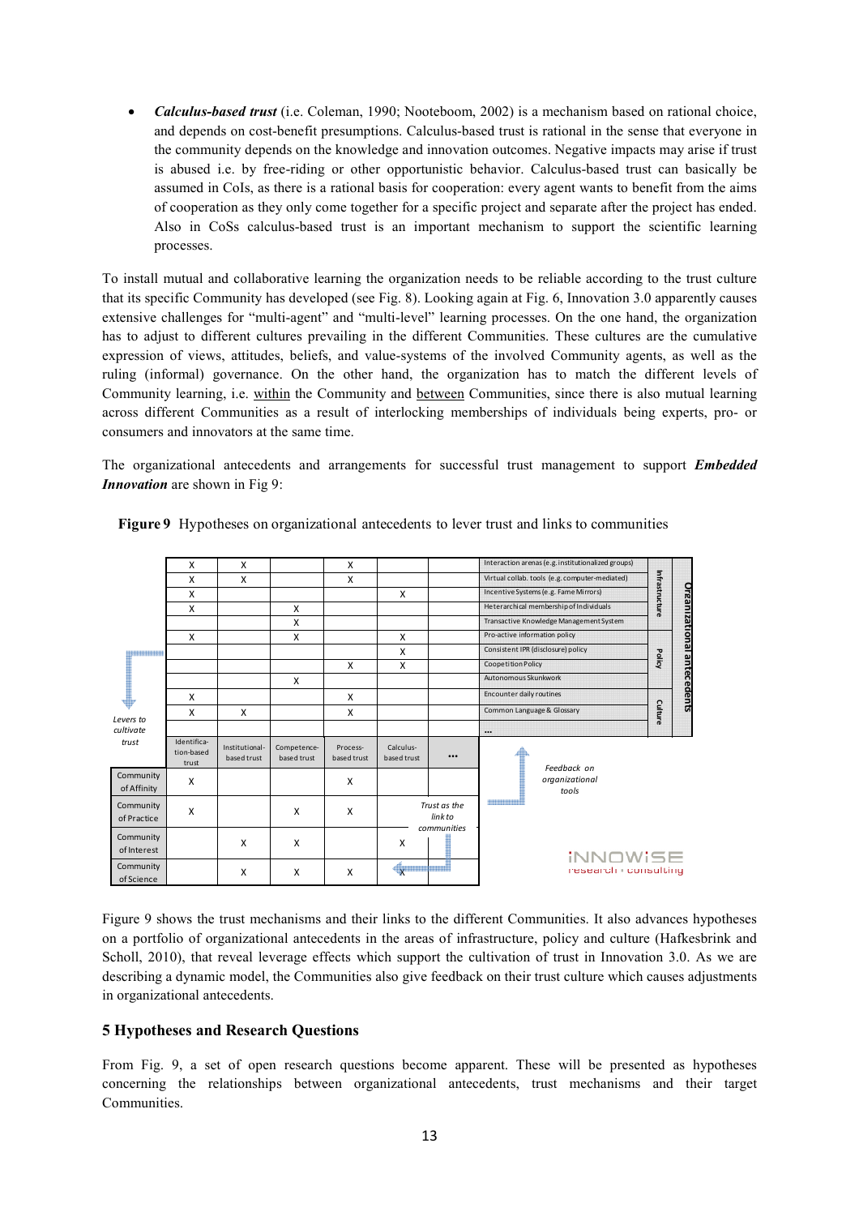- ***Calculus-based trust*** (i.e. Coleman, 1990; Nooteboom, 2002) is a mechanism based on rational choice, and depends on cost-benefit presumptions. Calculus-based trust is rational in the sense that everyone in the community depends on the knowledge and innovation outcomes. Negative impacts may arise if trust is abused i.e. by free-riding or other opportunistic behavior. Calculus-based trust can basically be assumed in CoIs, as there is a rational basis for cooperation: every agent wants to benefit from the aims of cooperation as they only come together for a specific project and separate after the project has ended. Also in CoSs calculus-based trust is an important mechanism to support the scientific learning processes.

To install mutual and collaborative learning the organization needs to be reliable according to the trust culture that its specific Community has developed (see Fig. 8). Looking again at Fig. 6, Innovation 3.0 apparently causes extensive challenges for "multi-agent" and "multi-level" learning processes. On the one hand, the organization has to adjust to different cultures prevailing in the different Communities. These cultures are the cumulative expression of views, attitudes, beliefs, and value-systems of the involved Community agents, as well as the ruling (informal) governance. On the other hand, the organization has to match the different levels of Community learning, i.e. within the Community and between Communities, since there is also mutual learning across different Communities as a result of interlocking memberships of individuals being experts, pro- or consumers and innovators at the same time.

The organizational antecedents and arrangements for successful trust management to support ***Embedded Innovation*** are shown in Fig 9:

**Figure 9** Hypotheses on organizational antecedents to lever trust and links to communities

| Organizational antecedents | | Identification-based trust | Institutional-based trust | Competence-based trust | Process-based trust | Calculus-based trust | ... |
|---|---|---|---|---|---|---|---|
| Infrastructure | Interaction arenas (e.g. institutionalized groups) | X | X | | X | | |
| | Virtual collab. tools (e.g. computer-mediated) | X | X | | X | | |
| | Incentive Systems (e.g. Fame Mirrors) | X | | | | X | |
| | Heterarchical membership of Individuals | X | | X | | | |
| | Transactive Knowledge Management System | | | X | | | |
| Policy | Pro-active information policy | X | | X | | X | |
| | Consistent IPR (disclosure) policy | | | | | X | |
| | Coopetition Policy | | | | X | X | |
| | Autonomous Skunkwork | | | X | | | |
| Culture | Encounter daily routines | X | | | X | | |
| | Common Language & Glossary | X | X | | X | | |
| | ... | | | | | | |

Levers to cultivate trust

| | Identification-based trust | Institutional-based trust | Competence-based trust | Process-based trust | Calculus-based trust | ... |
|---|---|---|---|---|---|---|
| Community of Affinity | X | | | X | | |
| Community of Practice | X | | X | X | | |
| Community of Interest | | X | X | | X | |
| Community of Science | | X | X | X | X | |

Trust as the link to communities

Feedback on organizational tools

INNOWISE research · consulting

Figure 9 shows the trust mechanisms and their links to the different Communities. It also advances hypotheses on a portfolio of organizational antecedents in the areas of infrastructure, policy and culture (Hafkesbrink and Scholl, 2010), that reveal leverage effects which support the cultivation of trust in Innovation 3.0. As we are describing a dynamic model, the Communities also give feedback on their trust culture which causes adjustments in organizational antecedents.

## 5 Hypotheses and Research Questions

From Fig. 9, a set of open research questions become apparent. These will be presented as hypotheses concerning the relationships between organizational antecedents, trust mechanisms and their target Communities.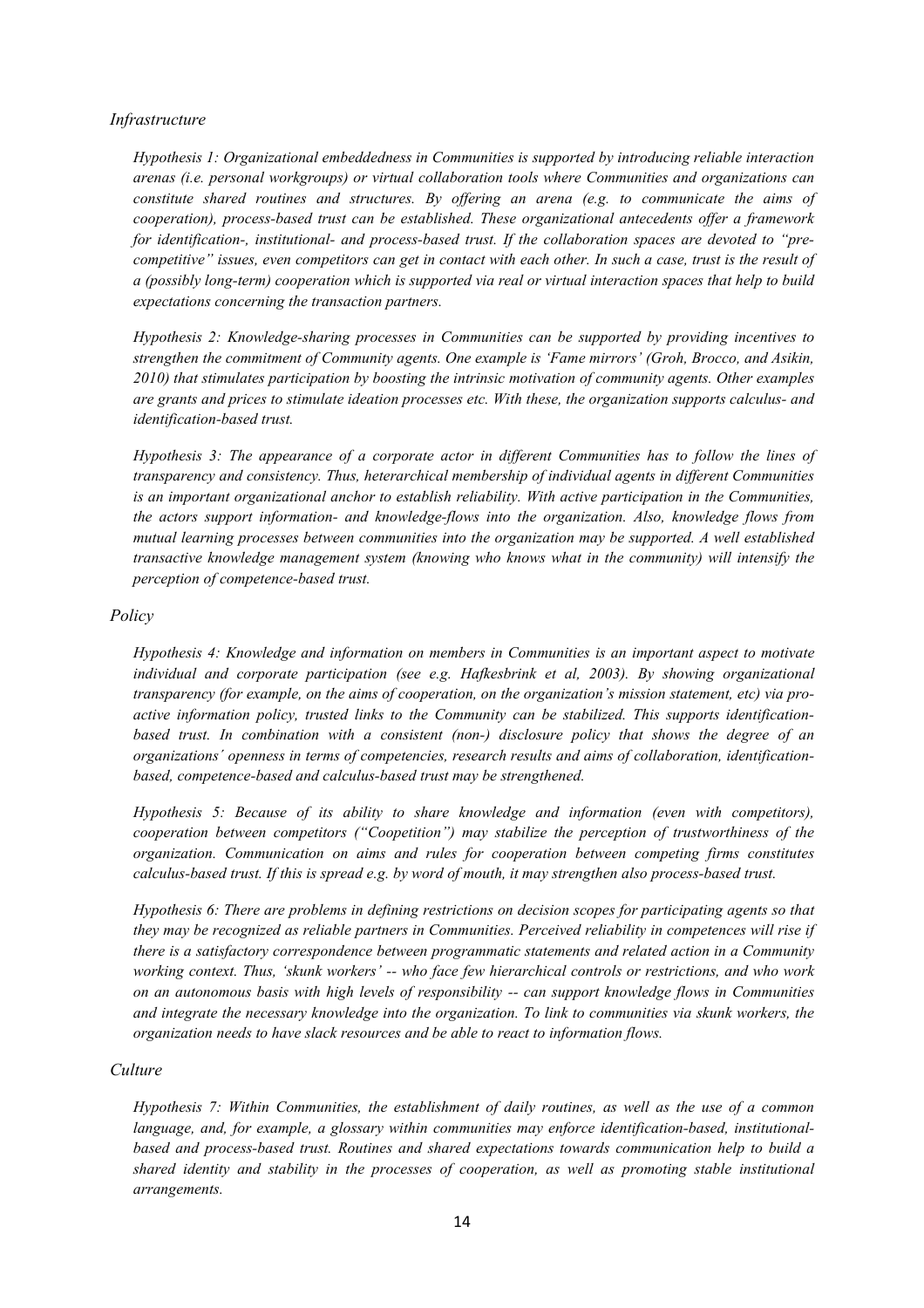*Infrastructure*

*Hypothesis 1: Organizational embeddedness in Communities is supported by introducing reliable interaction arenas (i.e. personal workgroups) or virtual collaboration tools where Communities and organizations can constitute shared routines and structures. By offering an arena (e.g. to communicate the aims of cooperation), process-based trust can be established. These organizational antecedents offer a framework for identification-, institutional- and process-based trust. If the collaboration spaces are devoted to "pre-competitive" issues, even competitors can get in contact with each other. In such a case, trust is the result of a (possibly long-term) cooperation which is supported via real or virtual interaction spaces that help to build expectations concerning the transaction partners.*

*Hypothesis 2: Knowledge-sharing processes in Communities can be supported by providing incentives to strengthen the commitment of Community agents. One example is 'Fame mirrors' (Groh, Brocco, and Asikin, 2010) that stimulates participation by boosting the intrinsic motivation of community agents. Other examples are grants and prices to stimulate ideation processes etc. With these, the organization supports calculus- and identification-based trust.*

*Hypothesis 3: The appearance of a corporate actor in different Communities has to follow the lines of transparency and consistency. Thus, heterarchical membership of individual agents in different Communities is an important organizational anchor to establish reliability. With active participation in the Communities, the actors support information- and knowledge-flows into the organization. Also, knowledge flows from mutual learning processes between communities into the organization may be supported. A well established transactive knowledge management system (knowing who knows what in the community) will intensify the perception of competence-based trust.*

*Policy*

*Hypothesis 4: Knowledge and information on members in Communities is an important aspect to motivate individual and corporate participation (see e.g. Hafkesbrink et al, 2003). By showing organizational transparency (for example, on the aims of cooperation, on the organization's mission statement, etc) via pro-active information policy, trusted links to the Community can be stabilized. This supports identification-based trust. In combination with a consistent (non-) disclosure policy that shows the degree of an organizations´ openness in terms of competencies, research results and aims of collaboration, identification-based, competence-based and calculus-based trust may be strengthened.*

*Hypothesis 5: Because of its ability to share knowledge and information (even with competitors), cooperation between competitors ("Coopetition") may stabilize the perception of trustworthiness of the organization. Communication on aims and rules for cooperation between competing firms constitutes calculus-based trust. If this is spread e.g. by word of mouth, it may strengthen also process-based trust.*

*Hypothesis 6: There are problems in defining restrictions on decision scopes for participating agents so that they may be recognized as reliable partners in Communities. Perceived reliability in competences will rise if there is a satisfactory correspondence between programmatic statements and related action in a Community working context. Thus, 'skunk workers' -- who face few hierarchical controls or restrictions, and who work on an autonomous basis with high levels of responsibility -- can support knowledge flows in Communities and integrate the necessary knowledge into the organization. To link to communities via skunk workers, the organization needs to have slack resources and be able to react to information flows.*

*Culture*

*Hypothesis 7: Within Communities, the establishment of daily routines, as well as the use of a common language, and, for example, a glossary within communities may enforce identification-based, institutional-based and process-based trust. Routines and shared expectations towards communication help to build a shared identity and stability in the processes of cooperation, as well as promoting stable institutional arrangements.*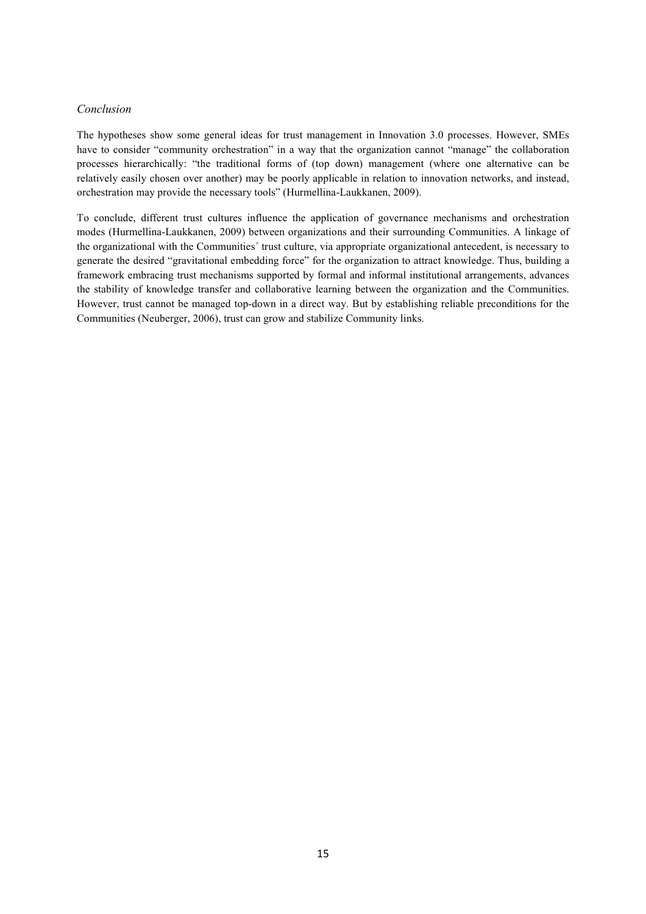*Conclusion*

The hypotheses show some general ideas for trust management in Innovation 3.0 processes. However, SMEs have to consider "community orchestration" in a way that the organization cannot "manage" the collaboration processes hierarchically: "the traditional forms of (top down) management (where one alternative can be relatively easily chosen over another) may be poorly applicable in relation to innovation networks, and instead, orchestration may provide the necessary tools" (Hurmellina-Laukkanen, 2009).

To conclude, different trust cultures influence the application of governance mechanisms and orchestration modes (Hurmellina-Laukkanen, 2009) between organizations and their surrounding Communities. A linkage of the organizational with the Communities´ trust culture, via appropriate organizational antecedent, is necessary to generate the desired "gravitational embedding force" for the organization to attract knowledge. Thus, building a framework embracing trust mechanisms supported by formal and informal institutional arrangements, advances the stability of knowledge transfer and collaborative learning between the organization and the Communities. However, trust cannot be managed top-down in a direct way. But by establishing reliable preconditions for the Communities (Neuberger, 2006), trust can grow and stabilize Community links.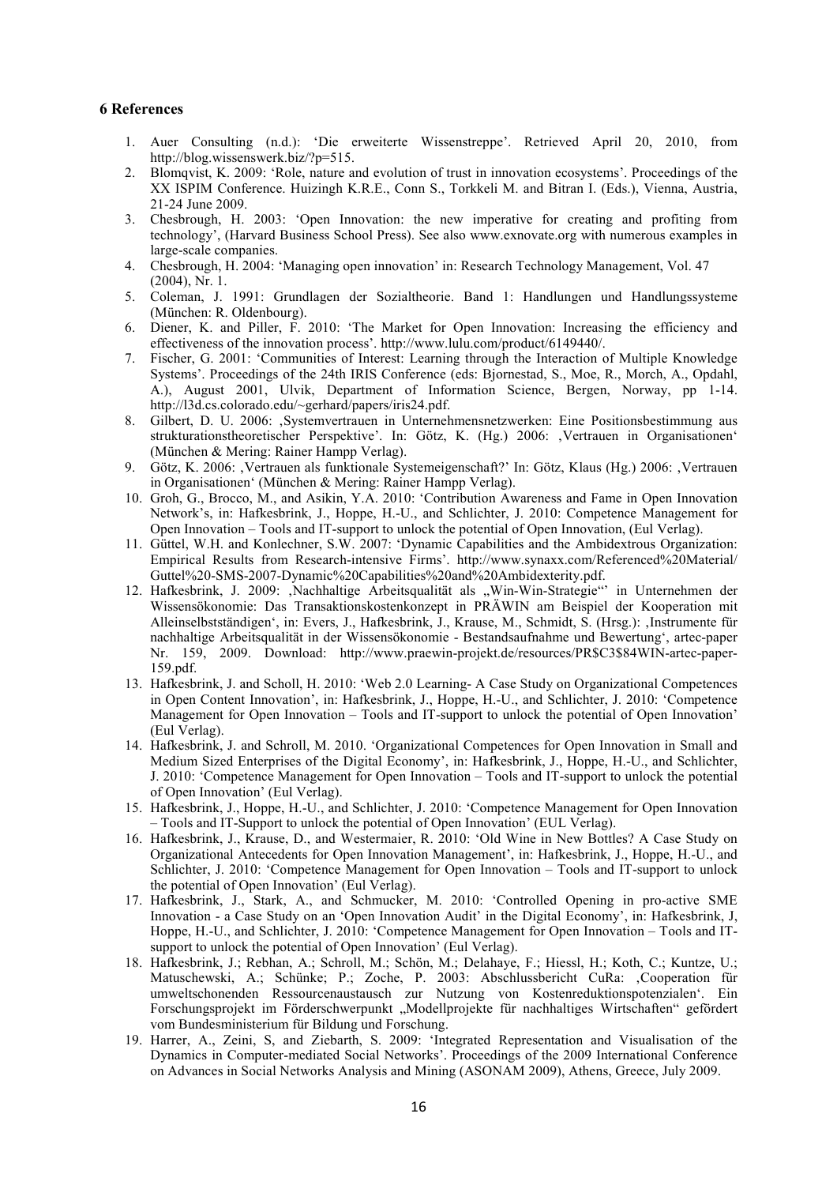## 6 References

1. Auer Consulting (n.d.): 'Die erweiterte Wissenstreppe'. Retrieved April 20, 2010, from http://blog.wissenswerk.biz/?p=515.
2. Blomqvist, K. 2009: 'Role, nature and evolution of trust in innovation ecosystems'. Proceedings of the XX ISPIM Conference. Huizingh K.R.E., Conn S., Torkkeli M. and Bitran I. (Eds.), Vienna, Austria, 21-24 June 2009.
3. Chesbrough, H. 2003: 'Open Innovation: the new imperative for creating and profiting from technology', (Harvard Business School Press). See also www.exnovate.org with numerous examples in large-scale companies.
4. Chesbrough, H. 2004: 'Managing open innovation' in: Research Technology Management, Vol. 47 (2004), Nr. 1.
5. Coleman, J. 1991: Grundlagen der Sozialtheorie. Band 1: Handlungen und Handlungssysteme (München: R. Oldenbourg).
6. Diener, K. and Piller, F. 2010: 'The Market for Open Innovation: Increasing the efficiency and effectiveness of the innovation process'. http://www.lulu.com/product/6149440/.
7. Fischer, G. 2001: 'Communities of Interest: Learning through the Interaction of Multiple Knowledge Systems'. Proceedings of the 24th IRIS Conference (eds: Bjornestad, S., Moe, R., Morch, A., Opdahl, A.), August 2001, Ulvik, Department of Information Science, Bergen, Norway, pp 1-14. http://l3d.cs.colorado.edu/~gerhard/papers/iris24.pdf.
8. Gilbert, D. U. 2006: ‚Systemvertrauen in Unternehmensnetzwerken: Eine Positionsbestimmung aus strukturationstheoretischer Perspektive'. In: Götz, K. (Hg.) 2006: ‚Vertrauen in Organisationen' (München & Mering: Rainer Hampp Verlag).
9. Götz, K. 2006: ‚Vertrauen als funktionale Systemeigenschaft?' In: Götz, Klaus (Hg.) 2006: ‚Vertrauen in Organisationen' (München & Mering: Rainer Hampp Verlag).
10. Groh, G., Brocco, M., and Asikin, Y.A. 2010: 'Contribution Awareness and Fame in Open Innovation Network's, in: Hafkesbrink, J., Hoppe, H.-U., and Schlichter, J. 2010: Competence Management for Open Innovation – Tools and IT-support to unlock the potential of Open Innovation, (Eul Verlag).
11. Güttel, W.H. and Konlechner, S.W. 2007: 'Dynamic Capabilities and the Ambidextrous Organization: Empirical Results from Research-intensive Firms'. http://www.synaxx.com/Referenced%20Material/Guttel%20-SMS-2007-Dynamic%20Capabilities%20and%20Ambidexterity.pdf.
12. Hafkesbrink, J. 2009: ‚Nachhaltige Arbeitsqualität als „Win-Win-Strategie"' in Unternehmen der Wissensökonomie: Das Transaktionskostenkonzept in PRÄWIN am Beispiel der Kooperation mit Alleinselbstständigen', in: Evers, J., Hafkesbrink, J., Krause, M., Schmidt, S. (Hrsg.): ‚Instrumente für nachhaltige Arbeitsqualität in der Wissensökonomie - Bestandsaufnahme und Bewertung', artec-paper Nr. 159, 2009. Download: http://www.praewin-projekt.de/resources/PR$C3$84WIN-artec-paper-159.pdf.
13. Hafkesbrink, J. and Scholl, H. 2010: 'Web 2.0 Learning- A Case Study on Organizational Competences in Open Content Innovation', in: Hafkesbrink, J., Hoppe, H.-U., and Schlichter, J. 2010: 'Competence Management for Open Innovation – Tools and IT-support to unlock the potential of Open Innovation' (Eul Verlag).
14. Hafkesbrink, J. and Schroll, M. 2010. 'Organizational Competences for Open Innovation in Small and Medium Sized Enterprises of the Digital Economy', in: Hafkesbrink, J., Hoppe, H.-U., and Schlichter, J. 2010: 'Competence Management for Open Innovation – Tools and IT-support to unlock the potential of Open Innovation' (Eul Verlag).
15. Hafkesbrink, J., Hoppe, H.-U., and Schlichter, J. 2010: 'Competence Management for Open Innovation – Tools and IT-Support to unlock the potential of Open Innovation' (EUL Verlag).
16. Hafkesbrink, J., Krause, D., and Westermaier, R. 2010: 'Old Wine in New Bottles? A Case Study on Organizational Antecedents for Open Innovation Management', in: Hafkesbrink, J., Hoppe, H.-U., and Schlichter, J. 2010: 'Competence Management for Open Innovation – Tools and IT-support to unlock the potential of Open Innovation' (Eul Verlag).
17. Hafkesbrink, J., Stark, A., and Schmucker, M. 2010: 'Controlled Opening in pro-active SME Innovation - a Case Study on an 'Open Innovation Audit' in the Digital Economy', in: Hafkesbrink, J, Hoppe, H.-U., and Schlichter, J. 2010: 'Competence Management for Open Innovation – Tools and IT-support to unlock the potential of Open Innovation' (Eul Verlag).
18. Hafkesbrink, J.; Rebhan, A.; Schroll, M.; Schön, M.; Delahaye, F.; Hiessl, H.; Koth, C.; Kuntze, U.; Matuschewski, A.; Schünke; P.; Zoche, P. 2003: Abschlussbericht CuRa: ‚Cooperation für umweltschonenden Ressourcenaustausch zur Nutzung von Kostenreduktionspotenzialen'. Ein Forschungsprojekt im Förderschwerpunkt „Modellprojekte für nachhaltiges Wirtschaften" gefördert vom Bundesministerium für Bildung und Forschung.
19. Harrer, A., Zeini, S, and Ziebarth, S. 2009: 'Integrated Representation and Visualisation of the Dynamics in Computer-mediated Social Networks'. Proceedings of the 2009 International Conference on Advances in Social Networks Analysis and Mining (ASONAM 2009), Athens, Greece, July 2009.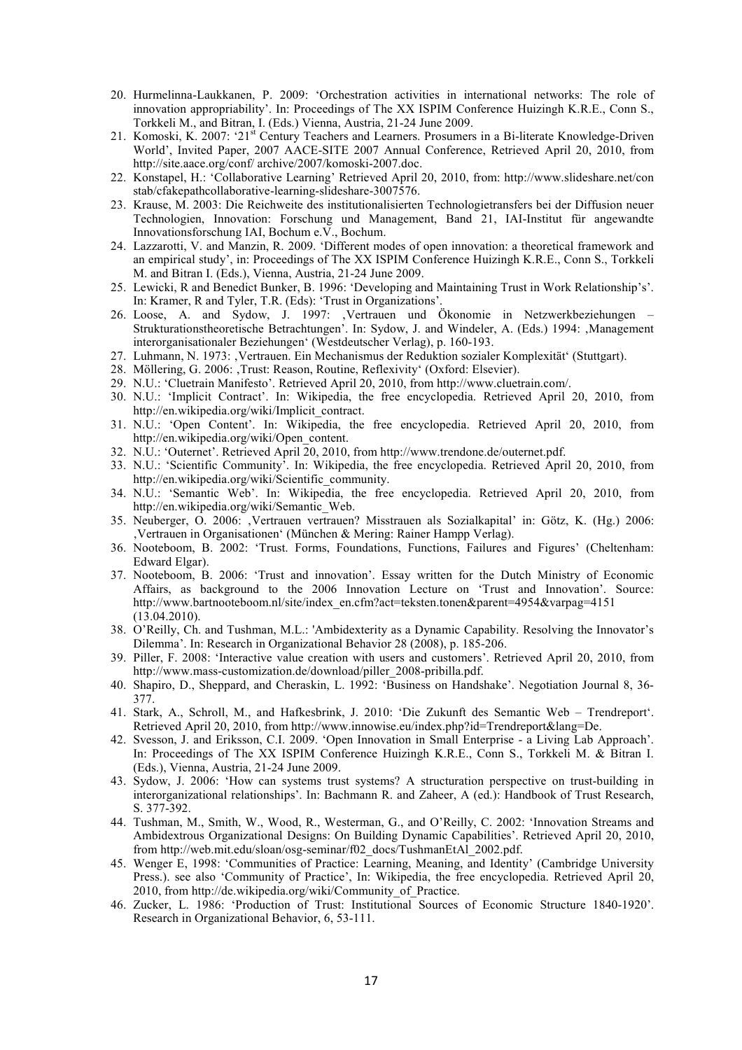20. Hurmelinna-Laukkanen, P. 2009: 'Orchestration activities in international networks: The role of innovation appropriability'. In: Proceedings of The XX ISPIM Conference Huizingh K.R.E., Conn S., Torkkeli M., and Bitran, I. (Eds.) Vienna, Austria, 21-24 June 2009.
21. Komoski, K. 2007: '21st Century Teachers and Learners. Prosumers in a Bi-literate Knowledge-Driven World', Invited Paper, 2007 AACE-SITE 2007 Annual Conference, Retrieved April 20, 2010, from http://site.aace.org/conf/ archive/2007/komoski-2007.doc.
22. Konstapel, H.: 'Collaborative Learning' Retrieved April 20, 2010, from: http://www.slideshare.net/constab/cfakepathcollaborative-learning-slideshare-3007576.
23. Krause, M. 2003: Die Reichweite des institutionalisierten Technologietransfers bei der Diffusion neuer Technologien, Innovation: Forschung und Management, Band 21, IAI-Institut für angewandte Innovationsforschung IAI, Bochum e.V., Bochum.
24. Lazzarotti, V. and Manzin, R. 2009. 'Different modes of open innovation: a theoretical framework and an empirical study', in: Proceedings of The XX ISPIM Conference Huizingh K.R.E., Conn S., Torkkeli M. and Bitran I. (Eds.), Vienna, Austria, 21-24 June 2009.
25. Lewicki, R and Benedict Bunker, B. 1996: 'Developing and Maintaining Trust in Work Relationship's'. In: Kramer, R and Tyler, T.R. (Eds): 'Trust in Organizations'.
26. Loose, A. and Sydow, J. 1997: ‚Vertrauen und Ökonomie in Netzwerkbeziehungen – Strukturationstheoretische Betrachtungen'. In: Sydow, J. and Windeler, A. (Eds.) 1994: ‚Management interorganisationaler Beziehungen' (Westdeutscher Verlag), p. 160-193.
27. Luhmann, N. 1973: ‚Vertrauen. Ein Mechanismus der Reduktion sozialer Komplexität' (Stuttgart).
28. Möllering, G. 2006: ‚Trust: Reason, Routine, Reflexivity' (Oxford: Elsevier).
29. N.U.: 'Cluetrain Manifesto'. Retrieved April 20, 2010, from http://www.cluetrain.com/.
30. N.U.: 'Implicit Contract'. In: Wikipedia, the free encyclopedia. Retrieved April 20, 2010, from http://en.wikipedia.org/wiki/Implicit_contract.
31. N.U.: 'Open Content'. In: Wikipedia, the free encyclopedia. Retrieved April 20, 2010, from http://en.wikipedia.org/wiki/Open_content.
32. N.U.: 'Outernet'. Retrieved April 20, 2010, from http://www.trendone.de/outernet.pdf.
33. N.U.: 'Scientific Community'. In: Wikipedia, the free encyclopedia. Retrieved April 20, 2010, from http://en.wikipedia.org/wiki/Scientific_community.
34. N.U.: 'Semantic Web'. In: Wikipedia, the free encyclopedia. Retrieved April 20, 2010, from http://en.wikipedia.org/wiki/Semantic_Web.
35. Neuberger, O. 2006: ‚Vertrauen vertrauen? Misstrauen als Sozialkapital' in: Götz, K. (Hg.) 2006: ‚Vertrauen in Organisationen' (München & Mering: Rainer Hampp Verlag).
36. Nooteboom, B. 2002: 'Trust. Forms, Foundations, Functions, Failures and Figures' (Cheltenham: Edward Elgar).
37. Nooteboom, B. 2006: 'Trust and innovation'. Essay written for the Dutch Ministry of Economic Affairs, as background to the 2006 Innovation Lecture on 'Trust and Innovation'. Source: http://www.bartnooteboom.nl/site/index_en.cfm?act=teksten.tonen&parent=4954&varpag=4151 (13.04.2010).
38. O'Reilly, Ch. and Tushman, M.L.: 'Ambidexterity as a Dynamic Capability. Resolving the Innovator's Dilemma'. In: Research in Organizational Behavior 28 (2008), p. 185-206.
39. Piller, F. 2008: 'Interactive value creation with users and customers'. Retrieved April 20, 2010, from http://www.mass-customization.de/download/piller_2008-pribilla.pdf.
40. Shapiro, D., Sheppard, and Cheraskin, L. 1992: 'Business on Handshake'. Negotiation Journal 8, 36-377.
41. Stark, A., Schroll, M., and Hafkesbrink, J. 2010: 'Die Zukunft des Semantic Web – Trendreport'. Retrieved April 20, 2010, from http://www.innowise.eu/index.php?id=Trendreport&lang=De.
42. Svesson, J. and Eriksson, C.I. 2009. 'Open Innovation in Small Enterprise - a Living Lab Approach'. In: Proceedings of The XX ISPIM Conference Huizingh K.R.E., Conn S., Torkkeli M. & Bitran I. (Eds.), Vienna, Austria, 21-24 June 2009.
43. Sydow, J. 2006: 'How can systems trust systems? A structuration perspective on trust-building in interorganizational relationships'. In: Bachmann R. and Zaheer, A (ed.): Handbook of Trust Research, S. 377-392.
44. Tushman, M., Smith, W., Wood, R., Westerman, G., and O'Reilly, C. 2002: 'Innovation Streams and Ambidextrous Organizational Designs: On Building Dynamic Capabilities'. Retrieved April 20, 2010, from http://web.mit.edu/sloan/osg-seminar/f02_docs/TushmanEtAl_2002.pdf.
45. Wenger E, 1998: 'Communities of Practice: Learning, Meaning, and Identity' (Cambridge University Press.). see also 'Community of Practice', In: Wikipedia, the free encyclopedia. Retrieved April 20, 2010, from http://de.wikipedia.org/wiki/Community_of_Practice.
46. Zucker, L. 1986: 'Production of Trust: Institutional Sources of Economic Structure 1840-1920'. Research in Organizational Behavior, 6, 53-111.